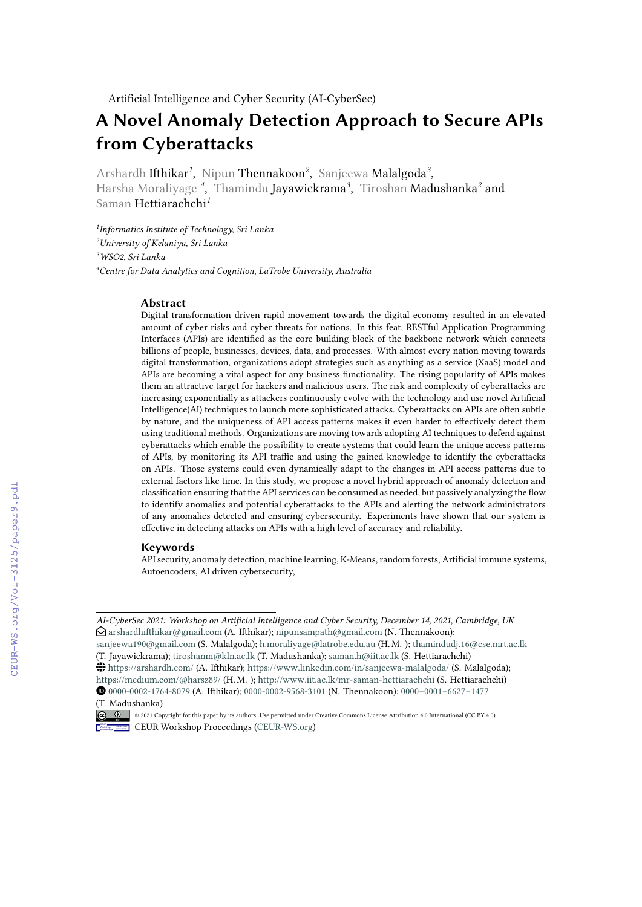Artificial Intelligence and Cyber Security (AI-CyberSec)

# A Novel Anomaly Detection Approach to Secure APIs from Cyberattacks

Arshardh Ifthikar[1], Nipun Thennakoon[2], Sanjeewa Malalgoda[3], Harsha Moraliyage [4], Thamindu Jayawickrama[3], Tiroshan Madushanka[2] and Saman Hettiarachchi[1]

[1]*Informatics Institute of Technology, Sri Lanka*
[2]*University of Kelaniya, Sri Lanka*
[3]*WSO2, Sri Lanka*
[4]*Centre for Data Analytics and Cognition, LaTrobe University, Australia*

## Abstract

Digital transformation driven rapid movement towards the digital economy resulted in an elevated amount of cyber risks and cyber threats for nations. In this feat, RESTful Application Programming Interfaces (APIs) are identified as the core building block of the backbone network which connects billions of people, businesses, devices, data, and processes. With almost every nation moving towards digital transformation, organizations adopt strategies such as anything as a service (XaaS) model and APIs are becoming a vital aspect for any business functionality. The rising popularity of APIs makes them an attractive target for hackers and malicious users. The risk and complexity of cyberattacks are increasing exponentially as attackers continuously evolve with the technology and use novel Artificial Intelligence(AI) techniques to launch more sophisticated attacks. Cyberattacks on APIs are often subtle by nature, and the uniqueness of API access patterns makes it even harder to effectively detect them using traditional methods. Organizations are moving towards adopting AI techniques to defend against cyberattacks which enable the possibility to create systems that could learn the unique access patterns of APIs, by monitoring its API traffic and using the gained knowledge to identify the cyberattacks on APIs. Those systems could even dynamically adapt to the changes in API access patterns due to external factors like time. In this study, we propose a novel hybrid approach of anomaly detection and classification ensuring that the API services can be consumed as needed, but passively analyzing the flow to identify anomalies and potential cyberattacks to the APIs and alerting the network administrators of any anomalies detected and ensuring cybersecurity. Experiments have shown that our system is effective in detecting attacks on APIs with a high level of accuracy and reliability.

## Keywords

API security, anomaly detection, machine learning, K-Means, random forests, Artificial immune systems, Autoencoders, AI driven cybersecurity,

---

*AI-CyberSec 2021: Workshop on Artificial Intelligence and Cyber Security, December 14, 2021, Cambridge, UK*
arshardhifthikar@gmail.com (A. Ifthikar); nipunsampath@gmail.com (N. Thennakoon); sanjeewa190@gmail.com (S. Malalgoda); h.moraliyage@latrobe.edu.au (H. M. ); thamindudj.16@cse.mrt.ac.lk (T. Jayawickrama); tiroshanm@kln.ac.lk (T. Madushanka); saman.h@iit.ac.lk (S. Hettiarachchi)
https://arshardh.com/ (A. Ifthikar); https://www.linkedin.com/in/sanjeewa-malalgoda/ (S. Malalgoda); https://medium.com/@harsz89/ (H. M. ); http://www.iit.ac.lk/mr-saman-hettiarachchi (S. Hettiarachchi)
0000-0002-1764-8079 (A. Ifthikar); 0000-0002-9568-3101 (N. Thennakoon); 0000–0001–6627–1477 (T. Madushanka)
© 2021 Copyright for this paper by its authors. Use permitted under Creative Commons License Attribution 4.0 International (CC BY 4.0).
CEUR Workshop Proceedings (CEUR-WS.org)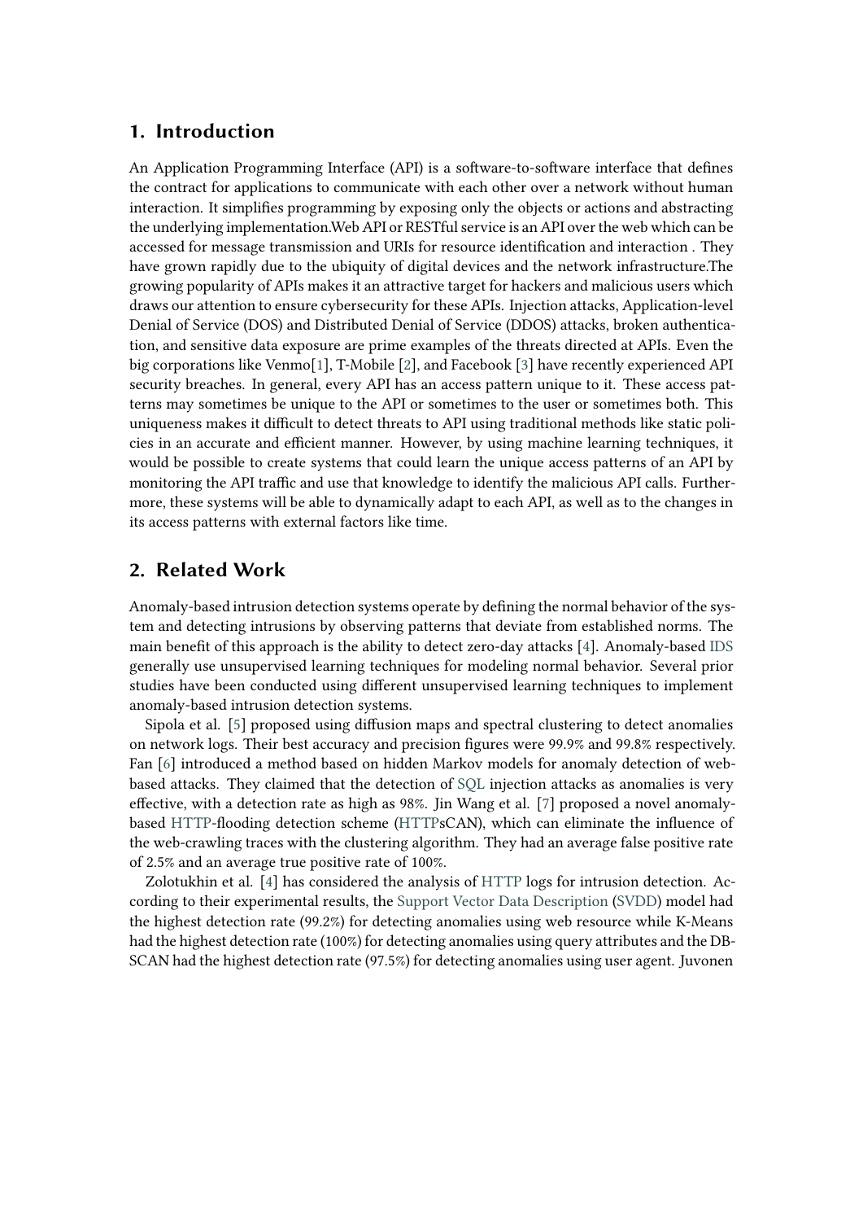## 1. Introduction

An Application Programming Interface (API) is a software-to-software interface that defines the contract for applications to communicate with each other over a network without human interaction. It simplifies programming by exposing only the objects or actions and abstracting the underlying implementation.Web API or RESTful service is an API over the web which can be accessed for message transmission and URIs for resource identification and interaction . They have grown rapidly due to the ubiquity of digital devices and the network infrastructure.The growing popularity of APIs makes it an attractive target for hackers and malicious users which draws our attention to ensure cybersecurity for these APIs. Injection attacks, Application-level Denial of Service (DOS) and Distributed Denial of Service (DDOS) attacks, broken authentication, and sensitive data exposure are prime examples of the threats directed at APIs. Even the big corporations like Venmo[1], T-Mobile [2], and Facebook [3] have recently experienced API security breaches. In general, every API has an access pattern unique to it. These access patterns may sometimes be unique to the API or sometimes to the user or sometimes both. This uniqueness makes it difficult to detect threats to API using traditional methods like static policies in an accurate and efficient manner. However, by using machine learning techniques, it would be possible to create systems that could learn the unique access patterns of an API by monitoring the API traffic and use that knowledge to identify the malicious API calls. Furthermore, these systems will be able to dynamically adapt to each API, as well as to the changes in its access patterns with external factors like time.

## 2. Related Work

Anomaly-based intrusion detection systems operate by defining the normal behavior of the system and detecting intrusions by observing patterns that deviate from established norms. The main benefit of this approach is the ability to detect zero-day attacks [4]. Anomaly-based IDS generally use unsupervised learning techniques for modeling normal behavior. Several prior studies have been conducted using different unsupervised learning techniques to implement anomaly-based intrusion detection systems.

Sipola et al. [5] proposed using diffusion maps and spectral clustering to detect anomalies on network logs. Their best accuracy and precision figures were 99.9% and 99.8% respectively. Fan [6] introduced a method based on hidden Markov models for anomaly detection of web-based attacks. They claimed that the detection of SQL injection attacks as anomalies is very effective, with a detection rate as high as 98%. Jin Wang et al. [7] proposed a novel anomaly-based HTTP-flooding detection scheme (HTTPsCAN), which can eliminate the influence of the web-crawling traces with the clustering algorithm. They had an average false positive rate of 2.5% and an average true positive rate of 100%.

Zolotukhin et al. [4] has considered the analysis of HTTP logs for intrusion detection. According to their experimental results, the Support Vector Data Description (SVDD) model had the highest detection rate (99.2%) for detecting anomalies using web resource while K-Means had the highest detection rate (100%) for detecting anomalies using query attributes and the DB-SCAN had the highest detection rate (97.5%) for detecting anomalies using user agent. Juvonen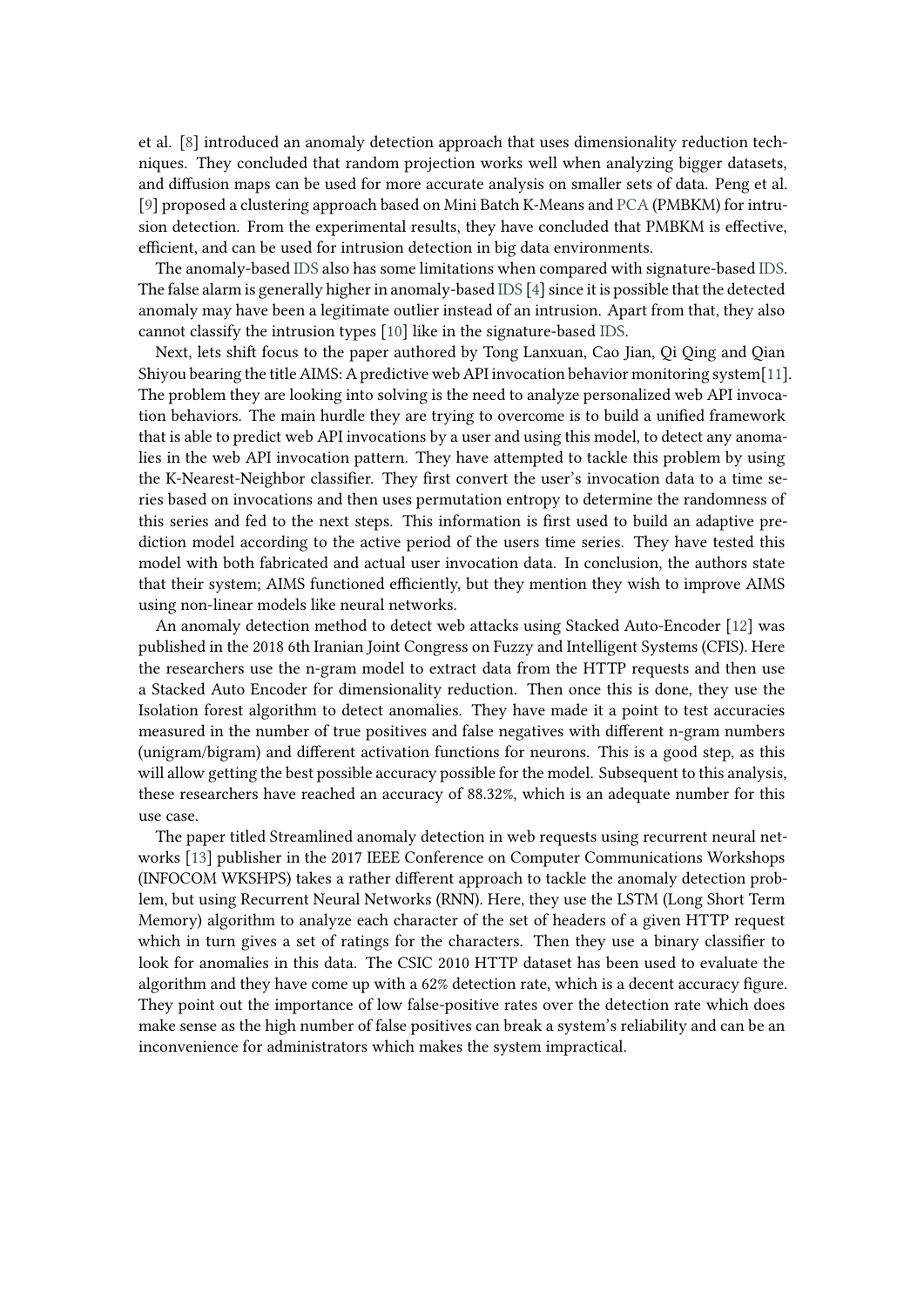et al. [8] introduced an anomaly detection approach that uses dimensionality reduction techniques. They concluded that random projection works well when analyzing bigger datasets, and diffusion maps can be used for more accurate analysis on smaller sets of data. Peng et al. [9] proposed a clustering approach based on Mini Batch K-Means and PCA (PMBKM) for intrusion detection. From the experimental results, they have concluded that PMBKM is effective, efficient, and can be used for intrusion detection in big data environments.

The anomaly-based IDS also has some limitations when compared with signature-based IDS. The false alarm is generally higher in anomaly-based IDS [4] since it is possible that the detected anomaly may have been a legitimate outlier instead of an intrusion. Apart from that, they also cannot classify the intrusion types [10] like in the signature-based IDS.

Next, lets shift focus to the paper authored by Tong Lanxuan, Cao Jian, Qi Qing and Qian Shiyou bearing the title AIMS: A predictive web API invocation behavior monitoring system[11]. The problem they are looking into solving is the need to analyze personalized web API invocation behaviors. The main hurdle they are trying to overcome is to build a unified framework that is able to predict web API invocations by a user and using this model, to detect any anomalies in the web API invocation pattern. They have attempted to tackle this problem by using the K-Nearest-Neighbor classifier. They first convert the user's invocation data to a time series based on invocations and then uses permutation entropy to determine the randomness of this series and fed to the next steps. This information is first used to build an adaptive prediction model according to the active period of the users time series. They have tested this model with both fabricated and actual user invocation data. In conclusion, the authors state that their system; AIMS functioned efficiently, but they mention they wish to improve AIMS using non-linear models like neural networks.

An anomaly detection method to detect web attacks using Stacked Auto-Encoder [12] was published in the 2018 6th Iranian Joint Congress on Fuzzy and Intelligent Systems (CFIS). Here the researchers use the n-gram model to extract data from the HTTP requests and then use a Stacked Auto Encoder for dimensionality reduction. Then once this is done, they use the Isolation forest algorithm to detect anomalies. They have made it a point to test accuracies measured in the number of true positives and false negatives with different n-gram numbers (unigram/bigram) and different activation functions for neurons. This is a good step, as this will allow getting the best possible accuracy possible for the model. Subsequent to this analysis, these researchers have reached an accuracy of 88.32%, which is an adequate number for this use case.

The paper titled Streamlined anomaly detection in web requests using recurrent neural networks [13] publisher in the 2017 IEEE Conference on Computer Communications Workshops (INFOCOM WKSHPS) takes a rather different approach to tackle the anomaly detection problem, but using Recurrent Neural Networks (RNN). Here, they use the LSTM (Long Short Term Memory) algorithm to analyze each character of the set of headers of a given HTTP request which in turn gives a set of ratings for the characters. Then they use a binary classifier to look for anomalies in this data. The CSIC 2010 HTTP dataset has been used to evaluate the algorithm and they have come up with a 62% detection rate, which is a decent accuracy figure. They point out the importance of low false-positive rates over the detection rate which does make sense as the high number of false positives can break a system's reliability and can be an inconvenience for administrators which makes the system impractical.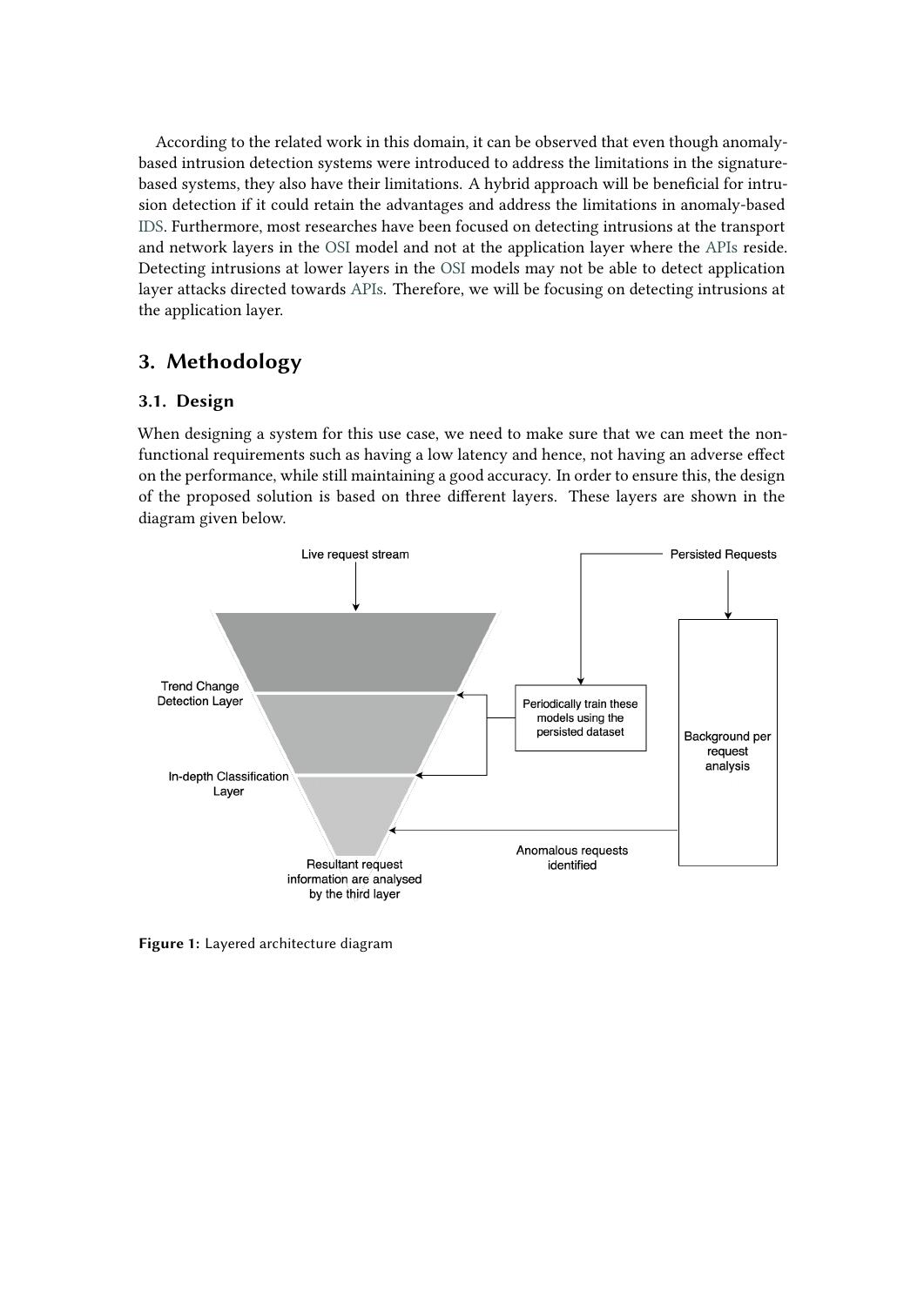According to the related work in this domain, it can be observed that even though anomaly-based intrusion detection systems were introduced to address the limitations in the signature-based systems, they also have their limitations. A hybrid approach will be beneficial for intrusion detection if it could retain the advantages and address the limitations in anomaly-based IDS. Furthermore, most researches have been focused on detecting intrusions at the transport and network layers in the OSI model and not at the application layer where the APIs reside. Detecting intrusions at lower layers in the OSI models may not be able to detect application layer attacks directed towards APIs. Therefore, we will be focusing on detecting intrusions at the application layer.

## 3. Methodology

### 3.1. Design

When designing a system for this use case, we need to make sure that we can meet the non-functional requirements such as having a low latency and hence, not having an adverse effect on the performance, while still maintaining a good accuracy. In order to ensure this, the design of the proposed solution is based on three different layers. These layers are shown in the diagram given below.

**Figure 1:** Layered architecture diagram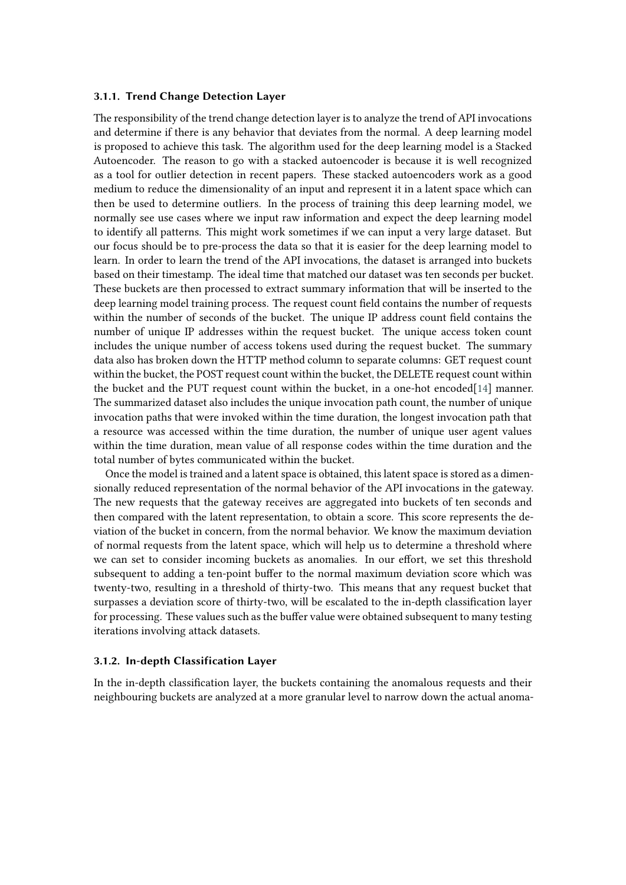#### 3.1.1. Trend Change Detection Layer

The responsibility of the trend change detection layer is to analyze the trend of API invocations and determine if there is any behavior that deviates from the normal. A deep learning model is proposed to achieve this task. The algorithm used for the deep learning model is a Stacked Autoencoder. The reason to go with a stacked autoencoder is because it is well recognized as a tool for outlier detection in recent papers. These stacked autoencoders work as a good medium to reduce the dimensionality of an input and represent it in a latent space which can then be used to determine outliers. In the process of training this deep learning model, we normally see use cases where we input raw information and expect the deep learning model to identify all patterns. This might work sometimes if we can input a very large dataset. But our focus should be to pre-process the data so that it is easier for the deep learning model to learn. In order to learn the trend of the API invocations, the dataset is arranged into buckets based on their timestamp. The ideal time that matched our dataset was ten seconds per bucket. These buckets are then processed to extract summary information that will be inserted to the deep learning model training process. The request count field contains the number of requests within the number of seconds of the bucket. The unique IP address count field contains the number of unique IP addresses within the request bucket. The unique access token count includes the unique number of access tokens used during the request bucket. The summary data also has broken down the HTTP method column to separate columns: GET request count within the bucket, the POST request count within the bucket, the DELETE request count within the bucket and the PUT request count within the bucket, in a one-hot encoded[14] manner. The summarized dataset also includes the unique invocation path count, the number of unique invocation paths that were invoked within the time duration, the longest invocation path that a resource was accessed within the time duration, the number of unique user agent values within the time duration, mean value of all response codes within the time duration and the total number of bytes communicated within the bucket.

Once the model is trained and a latent space is obtained, this latent space is stored as a dimensionally reduced representation of the normal behavior of the API invocations in the gateway. The new requests that the gateway receives are aggregated into buckets of ten seconds and then compared with the latent representation, to obtain a score. This score represents the deviation of the bucket in concern, from the normal behavior. We know the maximum deviation of normal requests from the latent space, which will help us to determine a threshold where we can set to consider incoming buckets as anomalies. In our effort, we set this threshold subsequent to adding a ten-point buffer to the normal maximum deviation score which was twenty-two, resulting in a threshold of thirty-two. This means that any request bucket that surpasses a deviation score of thirty-two, will be escalated to the in-depth classification layer for processing. These values such as the buffer value were obtained subsequent to many testing iterations involving attack datasets.

#### 3.1.2. In-depth Classification Layer

In the in-depth classification layer, the buckets containing the anomalous requests and their neighbouring buckets are analyzed at a more granular level to narrow down the actual anoma-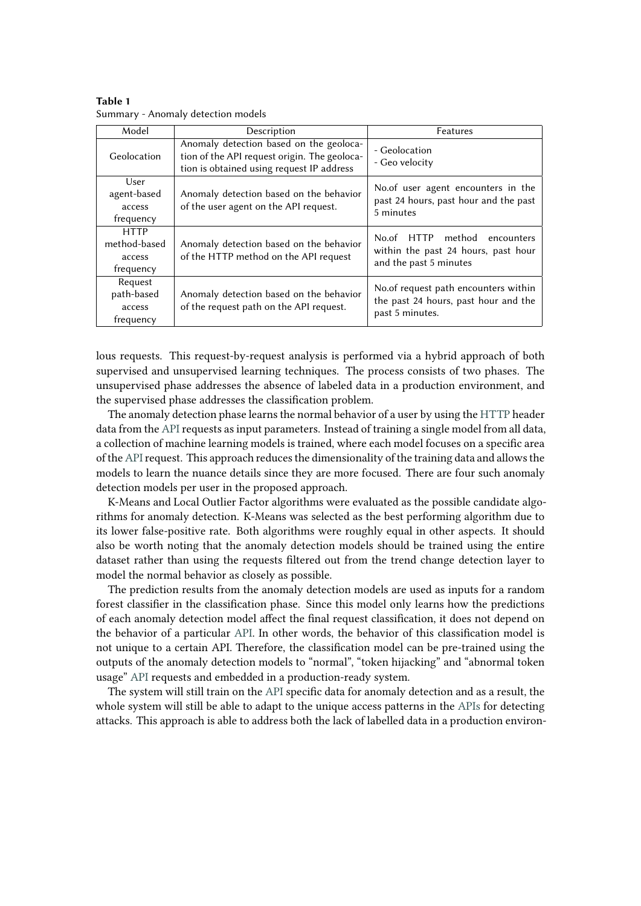**Table 1**
Summary - Anomaly detection models

| Model | Description | Features |
|---|---|---|
| Geolocation | Anomaly detection based on the geolocation of the API request origin. The geolocation is obtained using request IP address | - Geolocation<br>- Geo velocity |
| User agent-based access frequency | Anomaly detection based on the behavior of the user agent on the API request. | No.of user agent encounters in the past 24 hours, past hour and the past 5 minutes |
| HTTP method-based access frequency | Anomaly detection based on the behavior of the HTTP method on the API request | No.of HTTP method encounters within the past 24 hours, past hour and the past 5 minutes |
| Request path-based access frequency | Anomaly detection based on the behavior of the request path on the API request. | No.of request path encounters within the past 24 hours, past hour and the past 5 minutes. |

lous requests. This request-by-request analysis is performed via a hybrid approach of both supervised and unsupervised learning techniques. The process consists of two phases. The unsupervised phase addresses the absence of labeled data in a production environment, and the supervised phase addresses the classification problem.

The anomaly detection phase learns the normal behavior of a user by using the HTTP header data from the API requests as input parameters. Instead of training a single model from all data, a collection of machine learning models is trained, where each model focuses on a specific area of the API request. This approach reduces the dimensionality of the training data and allows the models to learn the nuance details since they are more focused. There are four such anomaly detection models per user in the proposed approach.

K-Means and Local Outlier Factor algorithms were evaluated as the possible candidate algorithms for anomaly detection. K-Means was selected as the best performing algorithm due to its lower false-positive rate. Both algorithms were roughly equal in other aspects. It should also be worth noting that the anomaly detection models should be trained using the entire dataset rather than using the requests filtered out from the trend change detection layer to model the normal behavior as closely as possible.

The prediction results from the anomaly detection models are used as inputs for a random forest classifier in the classification phase. Since this model only learns how the predictions of each anomaly detection model affect the final request classification, it does not depend on the behavior of a particular API. In other words, the behavior of this classification model is not unique to a certain API. Therefore, the classification model can be pre-trained using the outputs of the anomaly detection models to "normal", "token hijacking" and "abnormal token usage" API requests and embedded in a production-ready system.

The system will still train on the API specific data for anomaly detection and as a result, the whole system will still be able to adapt to the unique access patterns in the APIs for detecting attacks. This approach is able to address both the lack of labelled data in a production environ-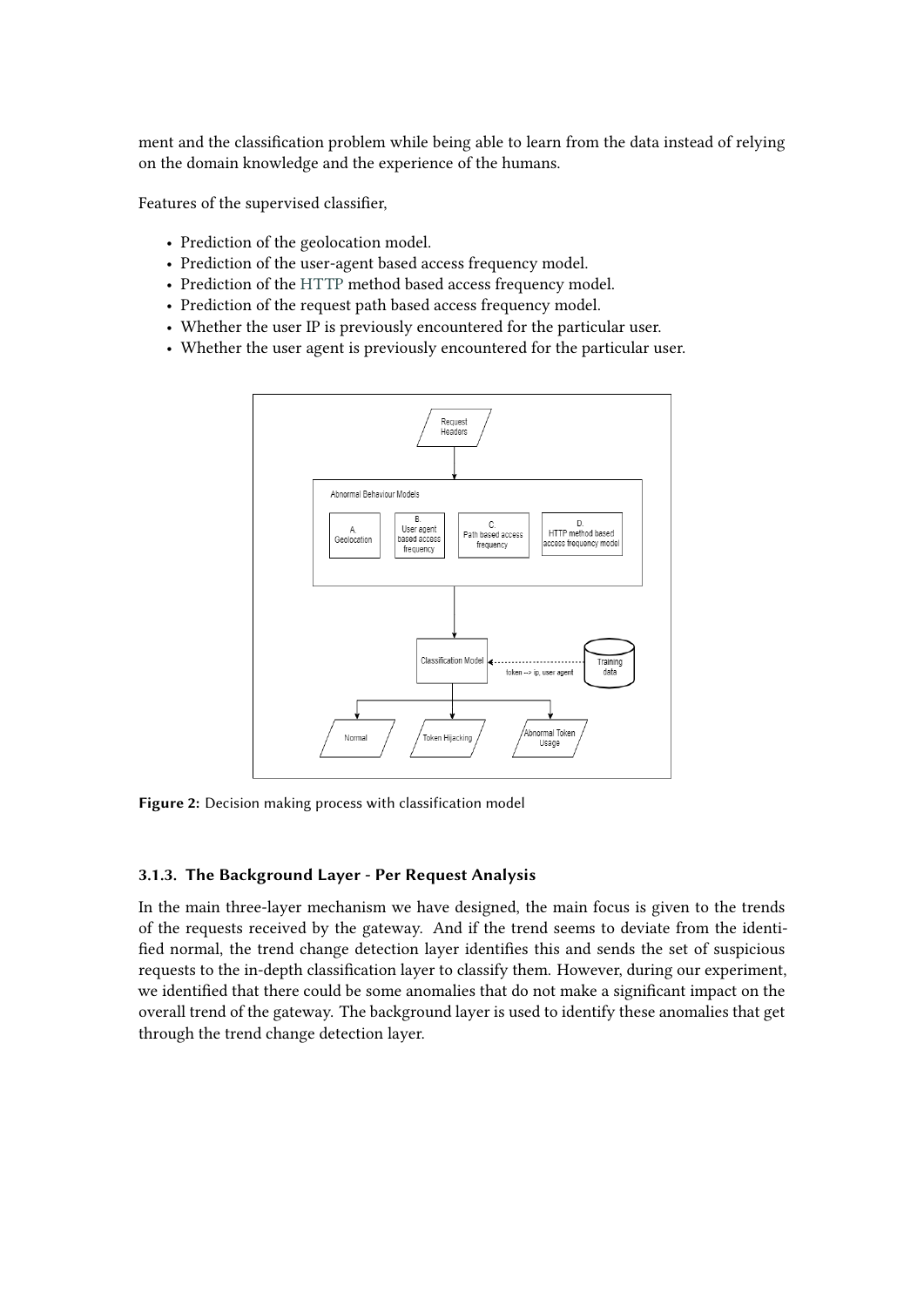ment and the classification problem while being able to learn from the data instead of relying on the domain knowledge and the experience of the humans.

Features of the supervised classifier,

- Prediction of the geolocation model.
- Prediction of the user-agent based access frequency model.
- Prediction of the HTTP method based access frequency model.
- Prediction of the request path based access frequency model.
- Whether the user IP is previously encountered for the particular user.
- Whether the user agent is previously encountered for the particular user.

**Figure 2:** Decision making process with classification model

### 3.1.3. The Background Layer - Per Request Analysis

In the main three-layer mechanism we have designed, the main focus is given to the trends of the requests received by the gateway. And if the trend seems to deviate from the identified normal, the trend change detection layer identifies this and sends the set of suspicious requests to the in-depth classification layer to classify them. However, during our experiment, we identified that there could be some anomalies that do not make a significant impact on the overall trend of the gateway. The background layer is used to identify these anomalies that get through the trend change detection layer.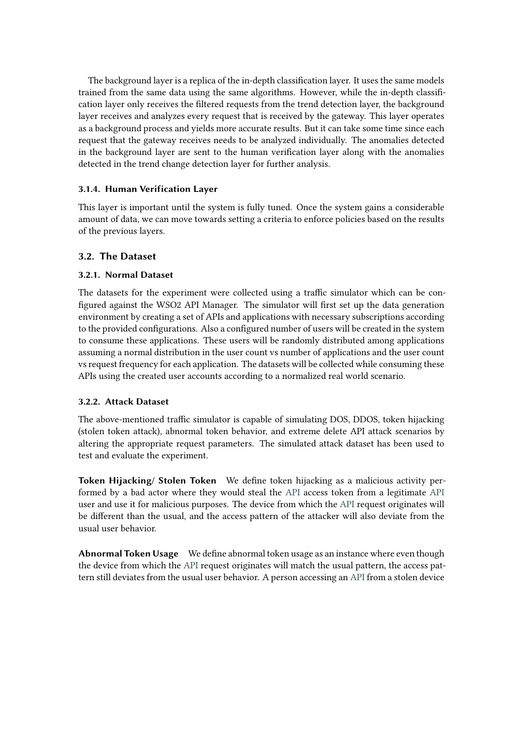The background layer is a replica of the in-depth classification layer. It uses the same models trained from the same data using the same algorithms. However, while the in-depth classification layer only receives the filtered requests from the trend detection layer, the background layer receives and analyzes every request that is received by the gateway. This layer operates as a background process and yields more accurate results. But it can take some time since each request that the gateway receives needs to be analyzed individually. The anomalies detected in the background layer are sent to the human verification layer along with the anomalies detected in the trend change detection layer for further analysis.

#### 3.1.4. Human Verification Layer

This layer is important until the system is fully tuned. Once the system gains a considerable amount of data, we can move towards setting a criteria to enforce policies based on the results of the previous layers.

### 3.2. The Dataset

#### 3.2.1. Normal Dataset

The datasets for the experiment were collected using a traffic simulator which can be configured against the WSO2 API Manager. The simulator will first set up the data generation environment by creating a set of APIs and applications with necessary subscriptions according to the provided configurations. Also a configured number of users will be created in the system to consume these applications. These users will be randomly distributed among applications assuming a normal distribution in the user count vs number of applications and the user count vs request frequency for each application. The datasets will be collected while consuming these APIs using the created user accounts according to a normalized real world scenario.

#### 3.2.2. Attack Dataset

The above-mentioned traffic simulator is capable of simulating DOS, DDOS, token hijacking (stolen token attack), abnormal token behavior, and extreme delete API attack scenarios by altering the appropriate request parameters. The simulated attack dataset has been used to test and evaluate the experiment.

**Token Hijacking/ Stolen Token** We define token hijacking as a malicious activity performed by a bad actor where they would steal the API access token from a legitimate API user and use it for malicious purposes. The device from which the API request originates will be different than the usual, and the access pattern of the attacker will also deviate from the usual user behavior.

**Abnormal Token Usage** We define abnormal token usage as an instance where even though the device from which the API request originates will match the usual pattern, the access pattern still deviates from the usual user behavior. A person accessing an API from a stolen device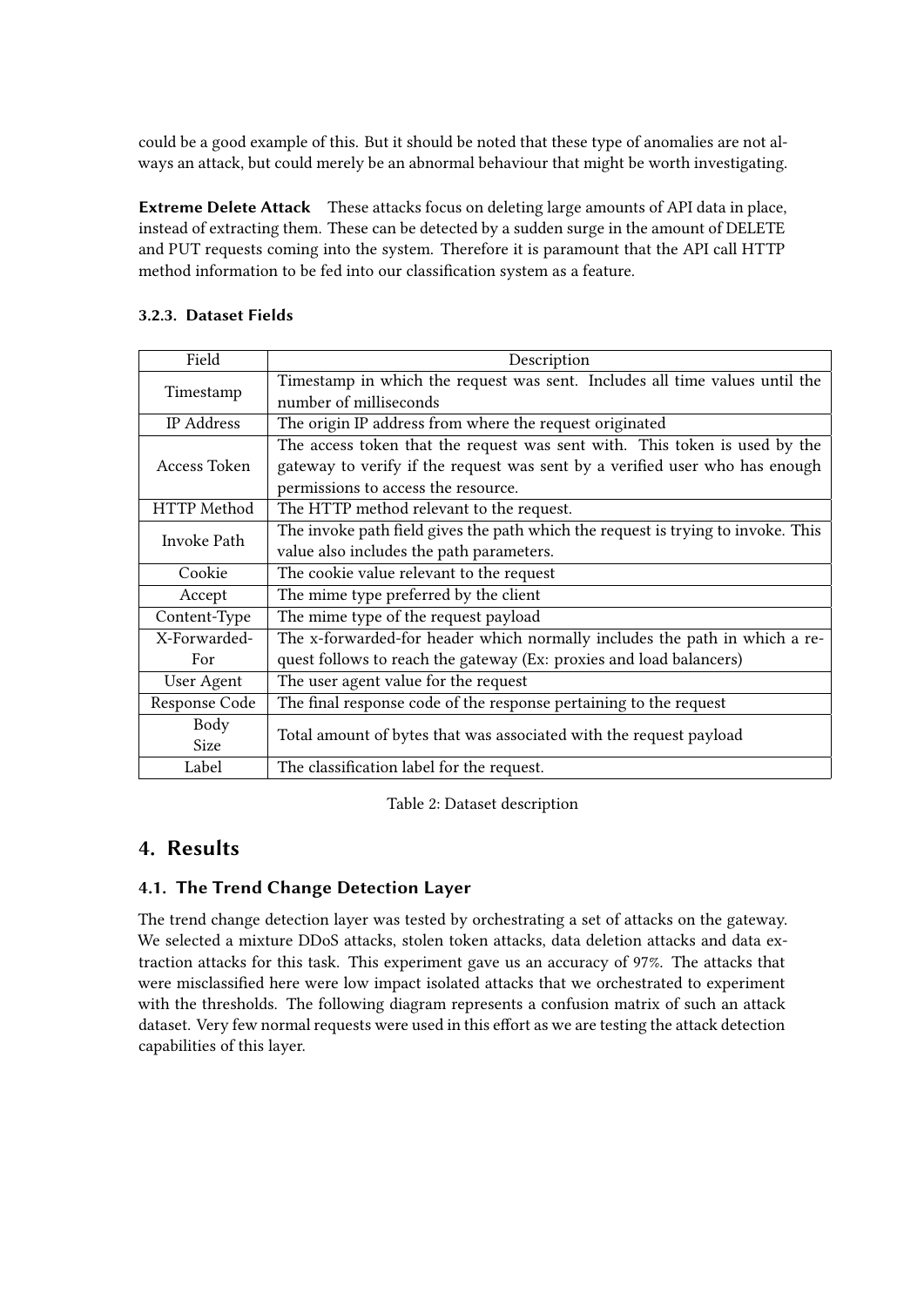could be a good example of this. But it should be noted that these type of anomalies are not always an attack, but could merely be an abnormal behaviour that might be worth investigating.

**Extreme Delete Attack** These attacks focus on deleting large amounts of API data in place, instead of extracting them. These can be detected by a sudden surge in the amount of DELETE and PUT requests coming into the system. Therefore it is paramount that the API call HTTP method information to be fed into our classification system as a feature.

### 3.2.3. Dataset Fields

| Field | Description |
|---|---|
| Timestamp | Timestamp in which the request was sent. Includes all time values until the number of milliseconds |
| IP Address | The origin IP address from where the request originated |
| Access Token | The access token that the request was sent with. This token is used by the gateway to verify if the request was sent by a verified user who has enough permissions to access the resource. |
| HTTP Method | The HTTP method relevant to the request. |
| Invoke Path | The invoke path field gives the path which the request is trying to invoke. This value also includes the path parameters. |
| Cookie | The cookie value relevant to the request |
| Accept | The mime type preferred by the client |
| Content-Type | The mime type of the request payload |
| X-Forwarded-For | The x-forwarded-for header which normally includes the path in which a request follows to reach the gateway (Ex: proxies and load balancers) |
| User Agent | The user agent value for the request |
| Response Code | The final response code of the response pertaining to the request |
| Body Size | Total amount of bytes that was associated with the request payload |
| Label | The classification label for the request. |

Table 2: Dataset description

# 4. Results

## 4.1. The Trend Change Detection Layer

The trend change detection layer was tested by orchestrating a set of attacks on the gateway. We selected a mixture DDoS attacks, stolen token attacks, data deletion attacks and data extraction attacks for this task. This experiment gave us an accuracy of 97%. The attacks that were misclassified here were low impact isolated attacks that we orchestrated to experiment with the thresholds. The following diagram represents a confusion matrix of such an attack dataset. Very few normal requests were used in this effort as we are testing the attack detection capabilities of this layer.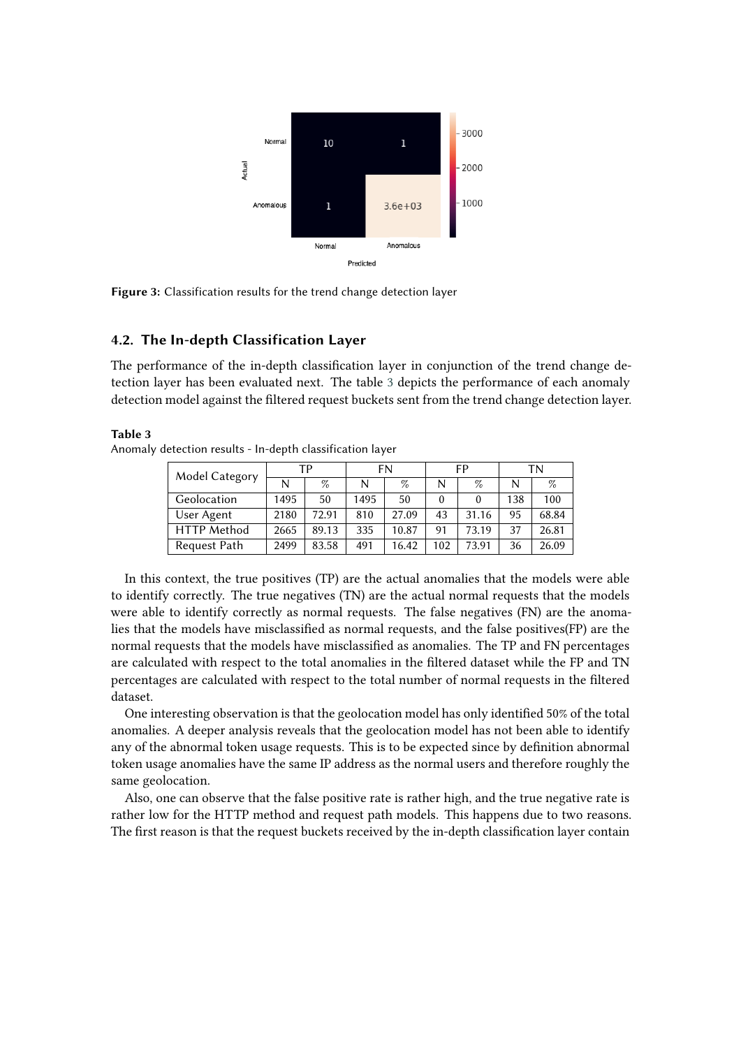**Figure 3:** Classification results for the trend change detection layer

## 4.2. The In-depth Classification Layer

The performance of the in-depth classification layer in conjunction of the trend change detection layer has been evaluated next. The table 3 depicts the performance of each anomaly detection model against the filtered request buckets sent from the trend change detection layer.

**Table 3**
Anomaly detection results - In-depth classification layer

| Model Category | TP | | FN | | FP | | TN | |
|---|---|---|---|---|---|---|---|---|
| | N | % | N | % | N | % | N | % |
| Geolocation | 1495 | 50 | 1495 | 50 | 0 | 0 | 138 | 100 |
| User Agent | 2180 | 72.91 | 810 | 27.09 | 43 | 31.16 | 95 | 68.84 |
| HTTP Method | 2665 | 89.13 | 335 | 10.87 | 91 | 73.19 | 37 | 26.81 |
| Request Path | 2499 | 83.58 | 491 | 16.42 | 102 | 73.91 | 36 | 26.09 |

In this context, the true positives (TP) are the actual anomalies that the models were able to identify correctly. The true negatives (TN) are the actual normal requests that the models were able to identify correctly as normal requests. The false negatives (FN) are the anomalies that the models have misclassified as normal requests, and the false positives(FP) are the normal requests that the models have misclassified as anomalies. The TP and FN percentages are calculated with respect to the total anomalies in the filtered dataset while the FP and TN percentages are calculated with respect to the total number of normal requests in the filtered dataset.

One interesting observation is that the geolocation model has only identified 50% of the total anomalies. A deeper analysis reveals that the geolocation model has not been able to identify any of the abnormal token usage requests. This is to be expected since by definition abnormal token usage anomalies have the same IP address as the normal users and therefore roughly the same geolocation.

Also, one can observe that the false positive rate is rather high, and the true negative rate is rather low for the HTTP method and request path models. This happens due to two reasons. The first reason is that the request buckets received by the in-depth classification layer contain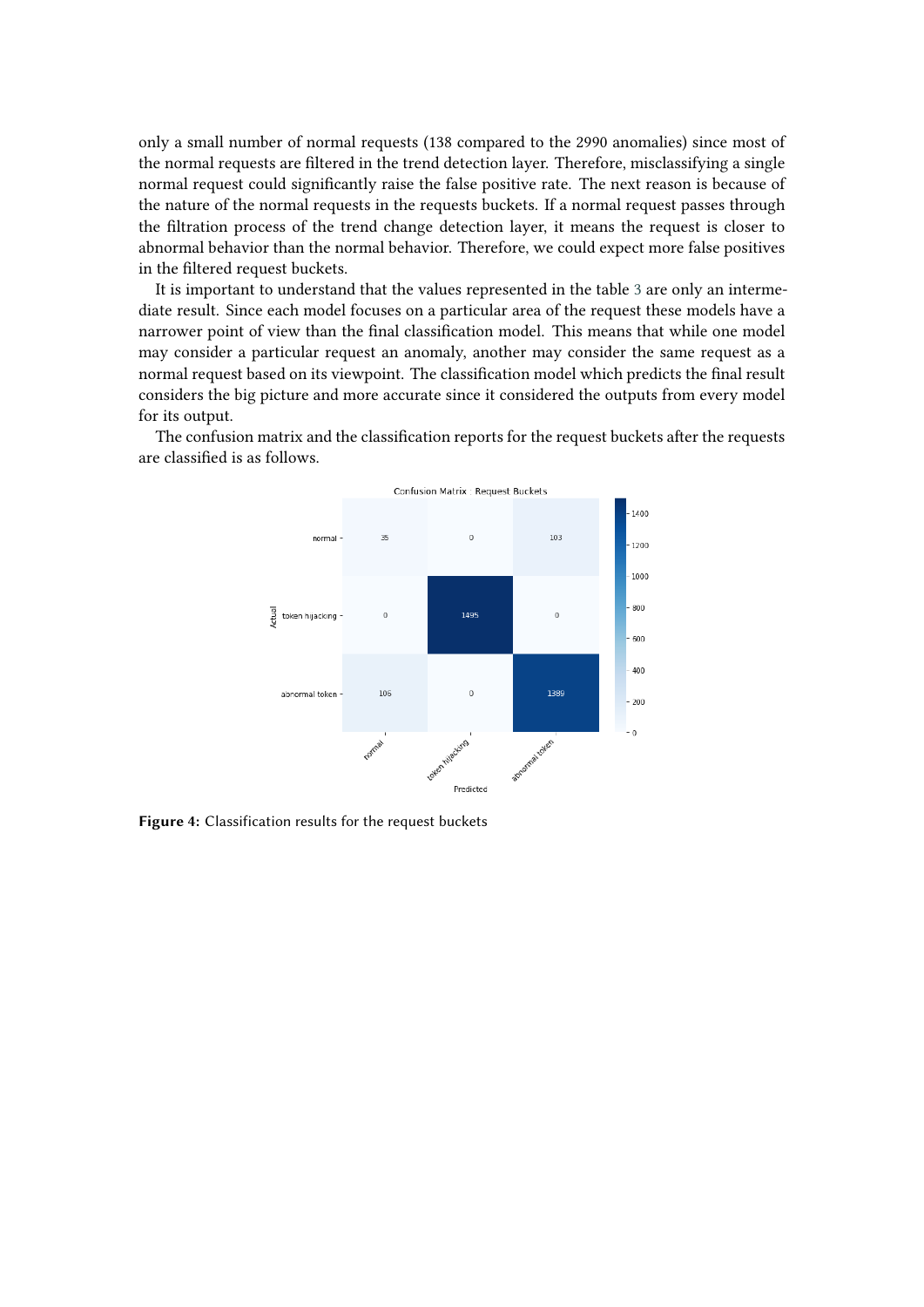only a small number of normal requests (138 compared to the 2990 anomalies) since most of the normal requests are filtered in the trend detection layer. Therefore, misclassifying a single normal request could significantly raise the false positive rate. The next reason is because of the nature of the normal requests in the requests buckets. If a normal request passes through the filtration process of the trend change detection layer, it means the request is closer to abnormal behavior than the normal behavior. Therefore, we could expect more false positives in the filtered request buckets.

It is important to understand that the values represented in the table 3 are only an intermediate result. Since each model focuses on a particular area of the request these models have a narrower point of view than the final classification model. This means that while one model may consider a particular request an anomaly, another may consider the same request as a normal request based on its viewpoint. The classification model which predicts the final result considers the big picture and more accurate since it considered the outputs from every model for its output.

The confusion matrix and the classification reports for the request buckets after the requests are classified is as follows.

Confusion Matrix : Request Buckets

| Actual \ Predicted | normal | token hijacking | abnormal token |
|---|---|---|---|
| normal | 35 | 0 | 103 |
| token hijacking | 0 | 1495 | 0 |
| abnormal token | 106 | 0 | 1389 |

**Figure 4:** Classification results for the request buckets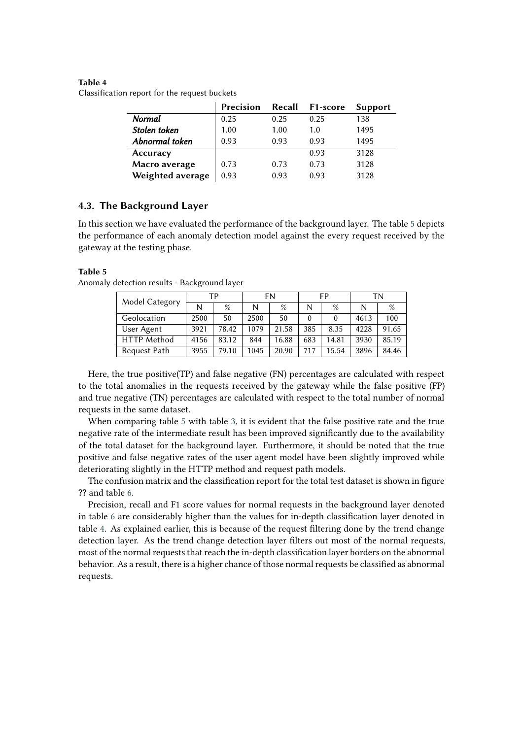**Table 4**
Classification report for the request buckets

| | Precision | Recall | F1-score | Support |
|---|---|---|---|---|
| *Normal* | 0.25 | 0.25 | 0.25 | 138 |
| *Stolen token* | 1.00 | 1.00 | 1.0 | 1495 |
| *Abnormal token* | 0.93 | 0.93 | 0.93 | 1495 |
| **Accuracy** | | | 0.93 | 3128 |
| **Macro average** | 0.73 | 0.73 | 0.73 | 3128 |
| **Weighted average** | 0.93 | 0.93 | 0.93 | 3128 |

## 4.3. The Background Layer

In this section we have evaluated the performance of the background layer. The table 5 depicts the performance of each anomaly detection model against the every request received by the gateway at the testing phase.

**Table 5**
Anomaly detection results - Background layer

| Model Category | TP | | FN | | FP | | TN | |
|---|---|---|---|---|---|---|---|---|
| | N | % | N | % | N | % | N | % |
| Geolocation | 2500 | 50 | 2500 | 50 | 0 | 0 | 4613 | 100 |
| User Agent | 3921 | 78.42 | 1079 | 21.58 | 385 | 8.35 | 4228 | 91.65 |
| HTTP Method | 4156 | 83.12 | 844 | 16.88 | 683 | 14.81 | 3930 | 85.19 |
| Request Path | 3955 | 79.10 | 1045 | 20.90 | 717 | 15.54 | 3896 | 84.46 |

Here, the true positive(TP) and false negative (FN) percentages are calculated with respect to the total anomalies in the requests received by the gateway while the false positive (FP) and true negative (TN) percentages are calculated with respect to the total number of normal requests in the same dataset.

When comparing table 5 with table 3, it is evident that the false positive rate and the true negative rate of the intermediate result has been improved significantly due to the availability of the total dataset for the background layer. Furthermore, it should be noted that the true positive and false negative rates of the user agent model have been slightly improved while deteriorating slightly in the HTTP method and request path models.

The confusion matrix and the classification report for the total test dataset is shown in figure ?? and table 6.

Precision, recall and F1 score values for normal requests in the background layer denoted in table 6 are considerably higher than the values for in-depth classification layer denoted in table 4. As explained earlier, this is because of the request filtering done by the trend change detection layer. As the trend change detection layer filters out most of the normal requests, most of the normal requests that reach the in-depth classification layer borders on the abnormal behavior. As a result, there is a higher chance of those normal requests be classified as abnormal requests.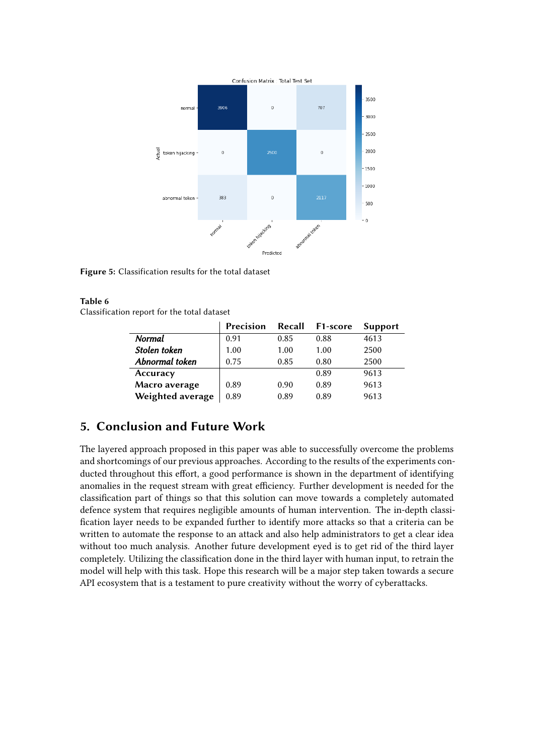Figure 5: Classification results for the total dataset

**Table 6**
Classification report for the total dataset

| | Precision | Recall | F1-score | Support |
|---|---|---|---|---|
| *Normal* | 0.91 | 0.85 | 0.88 | 4613 |
| *Stolen token* | 1.00 | 1.00 | 1.00 | 2500 |
| *Abnormal token* | 0.75 | 0.85 | 0.80 | 2500 |
| Accuracy | | | 0.89 | 9613 |
| Macro average | 0.89 | 0.90 | 0.89 | 9613 |
| Weighted average | 0.89 | 0.89 | 0.89 | 9613 |

## 5. Conclusion and Future Work

The layered approach proposed in this paper was able to successfully overcome the problems and shortcomings of our previous approaches. According to the results of the experiments conducted throughout this effort, a good performance is shown in the department of identifying anomalies in the request stream with great efficiency. Further development is needed for the classification part of things so that this solution can move towards a completely automated defence system that requires negligible amounts of human intervention. The in-depth classification layer needs to be expanded further to identify more attacks so that a criteria can be written to automate the response to an attack and also help administrators to get a clear idea without too much analysis. Another future development eyed is to get rid of the third layer completely. Utilizing the classification done in the third layer with human input, to retrain the model will help with this task. Hope this research will be a major step taken towards a secure API ecosystem that is a testament to pure creativity without the worry of cyberattacks.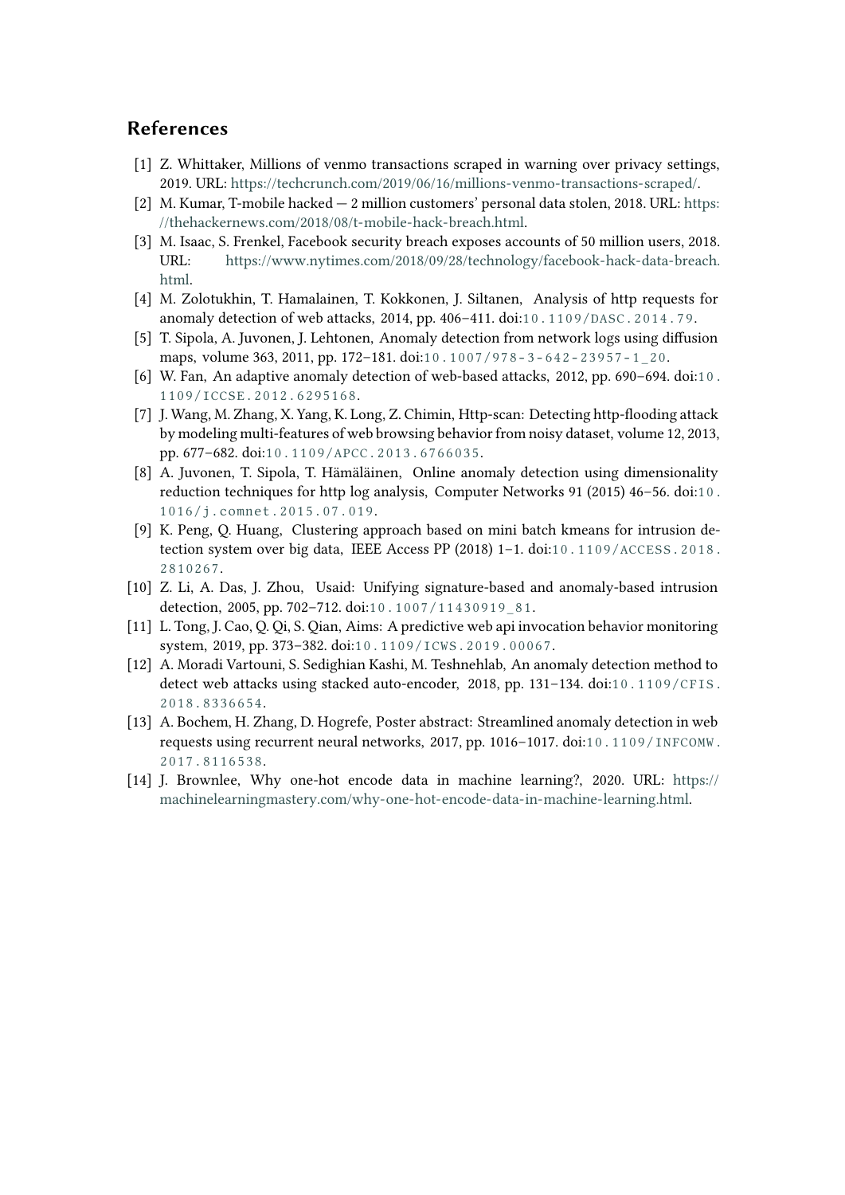## References

[1] Z. Whittaker, Millions of venmo transactions scraped in warning over privacy settings, 2019. URL: https://techcrunch.com/2019/06/16/millions-venmo-transactions-scraped/.

[2] M. Kumar, T-mobile hacked — 2 million customers' personal data stolen, 2018. URL: https://thehackernews.com/2018/08/t-mobile-hack-breach.html.

[3] M. Isaac, S. Frenkel, Facebook security breach exposes accounts of 50 million users, 2018. URL: https://www.nytimes.com/2018/09/28/technology/facebook-hack-data-breach.html.

[4] M. Zolotukhin, T. Hamalainen, T. Kokkonen, J. Siltanen, Analysis of http requests for anomaly detection of web attacks, 2014, pp. 406–411. doi:10.1109/DASC.2014.79.

[5] T. Sipola, A. Juvonen, J. Lehtonen, Anomaly detection from network logs using diffusion maps, volume 363, 2011, pp. 172–181. doi:10.1007/978-3-642-23957-1_20.

[6] W. Fan, An adaptive anomaly detection of web-based attacks, 2012, pp. 690–694. doi:10.1109/ICCSE.2012.6295168.

[7] J. Wang, M. Zhang, X. Yang, K. Long, Z. Chimin, Http-scan: Detecting http-flooding attack by modeling multi-features of web browsing behavior from noisy dataset, volume 12, 2013, pp. 677–682. doi:10.1109/APCC.2013.6766035.

[8] A. Juvonen, T. Sipola, T. Hämäläinen, Online anomaly detection using dimensionality reduction techniques for http log analysis, Computer Networks 91 (2015) 46–56. doi:10.1016/j.comnet.2015.07.019.

[9] K. Peng, Q. Huang, Clustering approach based on mini batch kmeans for intrusion detection system over big data, IEEE Access PP (2018) 1–1. doi:10.1109/ACCESS.2018.2810267.

[10] Z. Li, A. Das, J. Zhou, Usaid: Unifying signature-based and anomaly-based intrusion detection, 2005, pp. 702–712. doi:10.1007/11430919_81.

[11] L. Tong, J. Cao, Q. Qi, S. Qian, Aims: A predictive web api invocation behavior monitoring system, 2019, pp. 373–382. doi:10.1109/ICWS.2019.00067.

[12] A. Moradi Vartouni, S. Sedighian Kashi, M. Teshnehlab, An anomaly detection method to detect web attacks using stacked auto-encoder, 2018, pp. 131–134. doi:10.1109/CFIS.2018.8336654.

[13] A. Bochem, H. Zhang, D. Hogrefe, Poster abstract: Streamlined anomaly detection in web requests using recurrent neural networks, 2017, pp. 1016–1017. doi:10.1109/INFCOMW.2017.8116538.

[14] J. Brownlee, Why one-hot encode data in machine learning?, 2020. URL: https://machinelearningmastery.com/why-one-hot-encode-data-in-machine-learning.html.